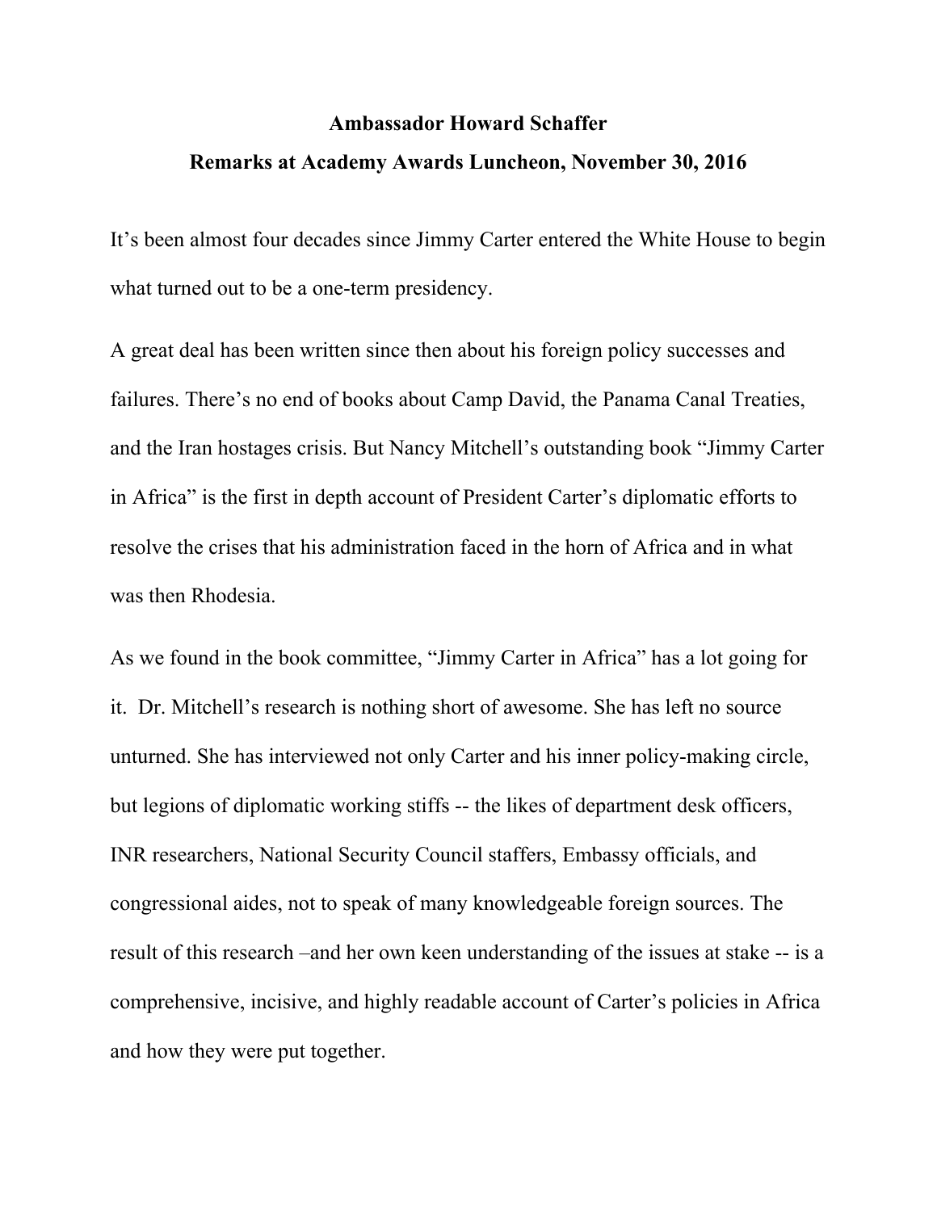**Ambassador Howard Schaffer**

**Remarks at Academy Awards Luncheon, November 30, 2016**

It's been almost four decades since Jimmy Carter entered the White House to begin what turned out to be a one-term presidency.

A great deal has been written since then about his foreign policy successes and failures. There's no end of books about Camp David, the Panama Canal Treaties, and the Iran hostages crisis. But Nancy Mitchell's outstanding book "Jimmy Carter in Africa" is the first in depth account of President Carter's diplomatic efforts to resolve the crises that his administration faced in the horn of Africa and in what was then Rhodesia.

As we found in the book committee, "Jimmy Carter in Africa" has a lot going for it. Dr. Mitchell's research is nothing short of awesome. She has left no source unturned. She has interviewed not only Carter and his inner policy-making circle, but legions of diplomatic working stiffs -- the likes of department desk officers, INR researchers, National Security Council staffers, Embassy officials, and congressional aides, not to speak of many knowledgeable foreign sources. The result of this research –and her own keen understanding of the issues at stake -- is a comprehensive, incisive, and highly readable account of Carter's policies in Africa and how they were put together.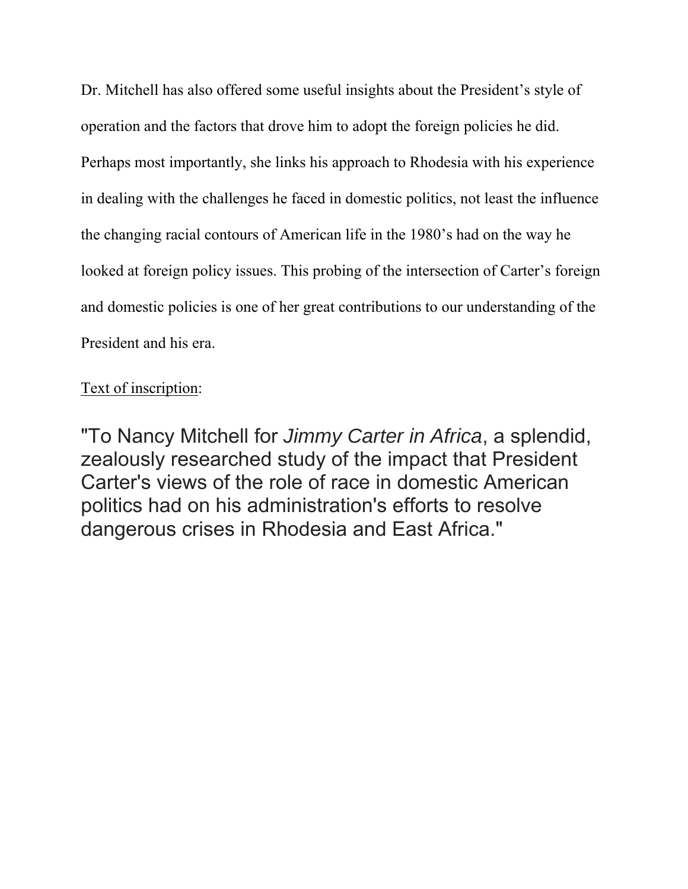Dr. Mitchell has also offered some useful insights about the President's style of operation and the factors that drove him to adopt the foreign policies he did. Perhaps most importantly, she links his approach to Rhodesia with his experience in dealing with the challenges he faced in domestic politics, not least the influence the changing racial contours of American life in the 1980's had on the way he looked at foreign policy issues. This probing of the intersection of Carter's foreign and domestic policies is one of her great contributions to our understanding of the President and his era.

<u>Text of inscription</u>:

"To Nancy Mitchell for *Jimmy Carter in Africa*, a splendid, zealously researched study of the impact that President Carter's views of the role of race in domestic American politics had on his administration's efforts to resolve dangerous crises in Rhodesia and East Africa."